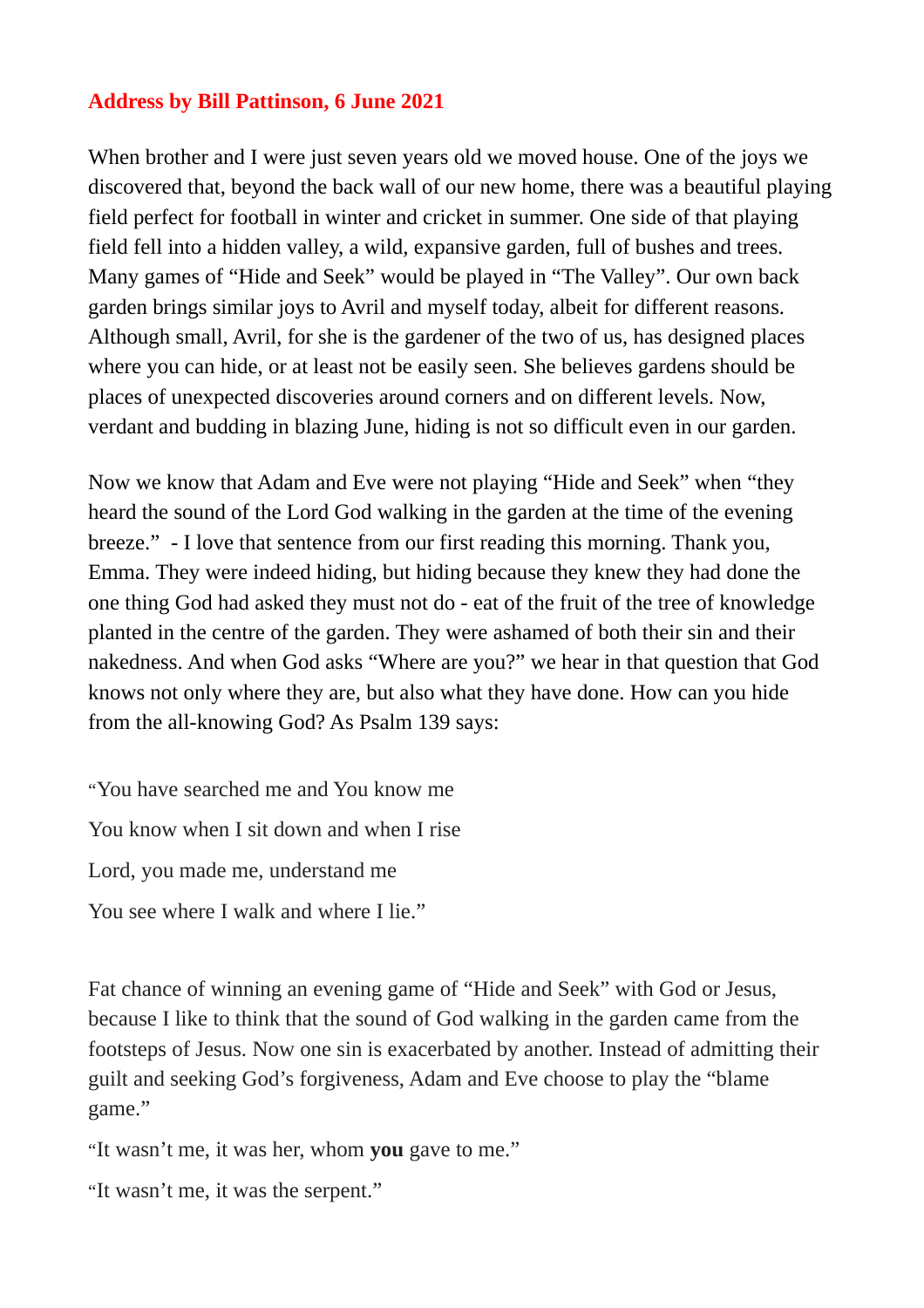**Address by Bill Pattinson, 6 June 2021**

When brother and I were just seven years old we moved house. One of the joys we discovered that, beyond the back wall of our new home, there was a beautiful playing field perfect for football in winter and cricket in summer. One side of that playing field fell into a hidden valley, a wild, expansive garden, full of bushes and trees. Many games of "Hide and Seek" would be played in "The Valley". Our own back garden brings similar joys to Avril and myself today, albeit for different reasons. Although small, Avril, for she is the gardener of the two of us, has designed places where you can hide, or at least not be easily seen. She believes gardens should be places of unexpected discoveries around corners and on different levels. Now, verdant and budding in blazing June, hiding is not so difficult even in our garden.

Now we know that Adam and Eve were not playing "Hide and Seek" when "they heard the sound of the Lord God walking in the garden at the time of the evening breeze." - I love that sentence from our first reading this morning. Thank you, Emma. They were indeed hiding, but hiding because they knew they had done the one thing God had asked they must not do - eat of the fruit of the tree of knowledge planted in the centre of the garden. They were ashamed of both their sin and their nakedness. And when God asks "Where are you?" we hear in that question that God knows not only where they are, but also what they have done. How can you hide from the all-knowing God? As Psalm 139 says:

"You have searched me and You know me

You know when I sit down and when I rise

Lord, you made me, understand me

You see where I walk and where I lie."

Fat chance of winning an evening game of "Hide and Seek" with God or Jesus, because I like to think that the sound of God walking in the garden came from the footsteps of Jesus. Now one sin is exacerbated by another. Instead of admitting their guilt and seeking God's forgiveness, Adam and Eve choose to play the "blame game."

"It wasn't me, it was her, whom **you** gave to me."

"It wasn't me, it was the serpent."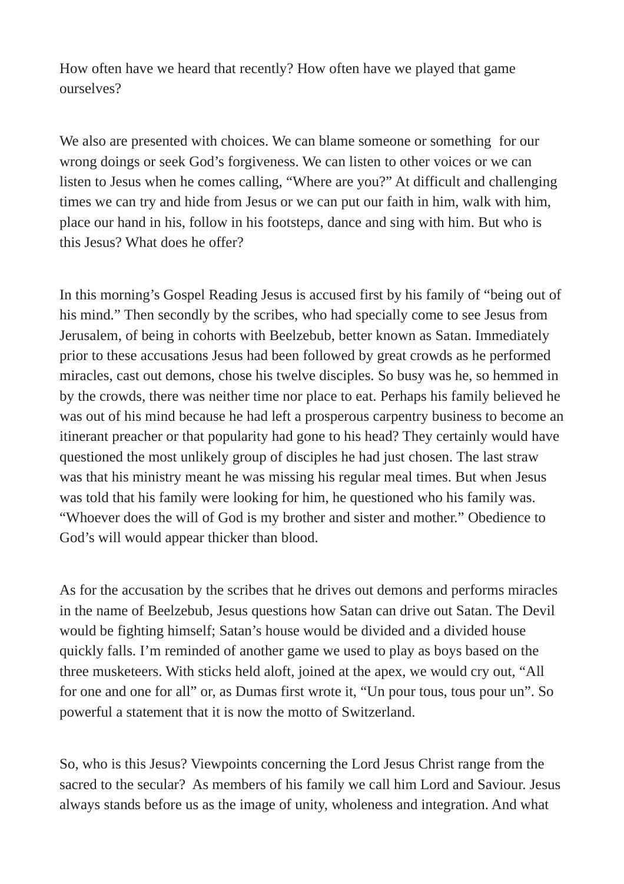How often have we heard that recently? How often have we played that game ourselves?

We also are presented with choices. We can blame someone or something for our wrong doings or seek God's forgiveness. We can listen to other voices or we can listen to Jesus when he comes calling, "Where are you?" At difficult and challenging times we can try and hide from Jesus or we can put our faith in him, walk with him, place our hand in his, follow in his footsteps, dance and sing with him. But who is this Jesus? What does he offer?

In this morning's Gospel Reading Jesus is accused first by his family of "being out of his mind." Then secondly by the scribes, who had specially come to see Jesus from Jerusalem, of being in cohorts with Beelzebub, better known as Satan. Immediately prior to these accusations Jesus had been followed by great crowds as he performed miracles, cast out demons, chose his twelve disciples. So busy was he, so hemmed in by the crowds, there was neither time nor place to eat. Perhaps his family believed he was out of his mind because he had left a prosperous carpentry business to become an itinerant preacher or that popularity had gone to his head? They certainly would have questioned the most unlikely group of disciples he had just chosen. The last straw was that his ministry meant he was missing his regular meal times. But when Jesus was told that his family were looking for him, he questioned who his family was. "Whoever does the will of God is my brother and sister and mother." Obedience to God's will would appear thicker than blood.

As for the accusation by the scribes that he drives out demons and performs miracles in the name of Beelzebub, Jesus questions how Satan can drive out Satan. The Devil would be fighting himself; Satan's house would be divided and a divided house quickly falls. I'm reminded of another game we used to play as boys based on the three musketeers. With sticks held aloft, joined at the apex, we would cry out, "All for one and one for all" or, as Dumas first wrote it, "Un pour tous, tous pour un". So powerful a statement that it is now the motto of Switzerland.

So, who is this Jesus? Viewpoints concerning the Lord Jesus Christ range from the sacred to the secular? As members of his family we call him Lord and Saviour. Jesus always stands before us as the image of unity, wholeness and integration. And what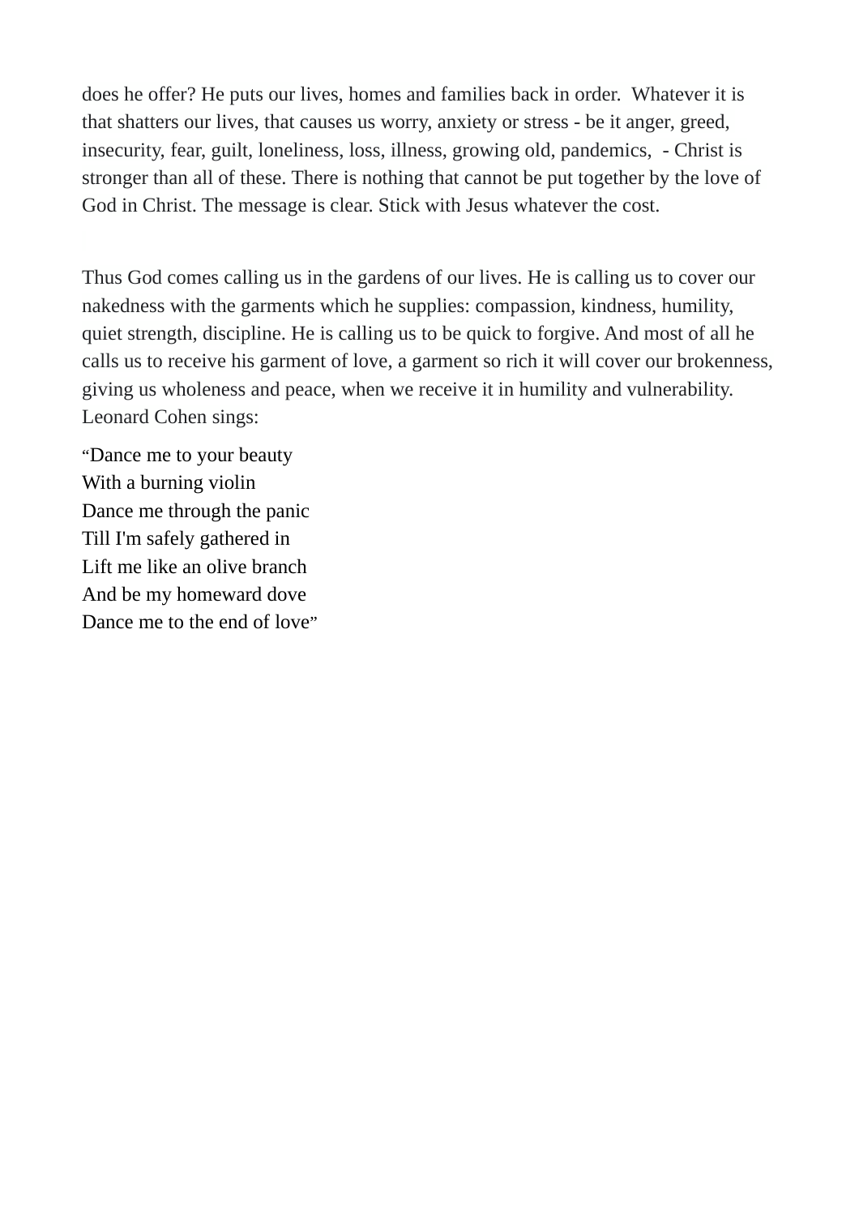does he offer? He puts our lives, homes and families back in order. Whatever it is that shatters our lives, that causes us worry, anxiety or stress - be it anger, greed, insecurity, fear, guilt, loneliness, loss, illness, growing old, pandemics, - Christ is stronger than all of these. There is nothing that cannot be put together by the love of God in Christ. The message is clear. Stick with Jesus whatever the cost.

Thus God comes calling us in the gardens of our lives. He is calling us to cover our nakedness with the garments which he supplies: compassion, kindness, humility, quiet strength, discipline. He is calling us to be quick to forgive. And most of all he calls us to receive his garment of love, a garment so rich it will cover our brokenness, giving us wholeness and peace, when we receive it in humility and vulnerability. Leonard Cohen sings:

"Dance me to your beauty
With a burning violin
Dance me through the panic
Till I'm safely gathered in
Lift me like an olive branch
And be my homeward dove
Dance me to the end of love"